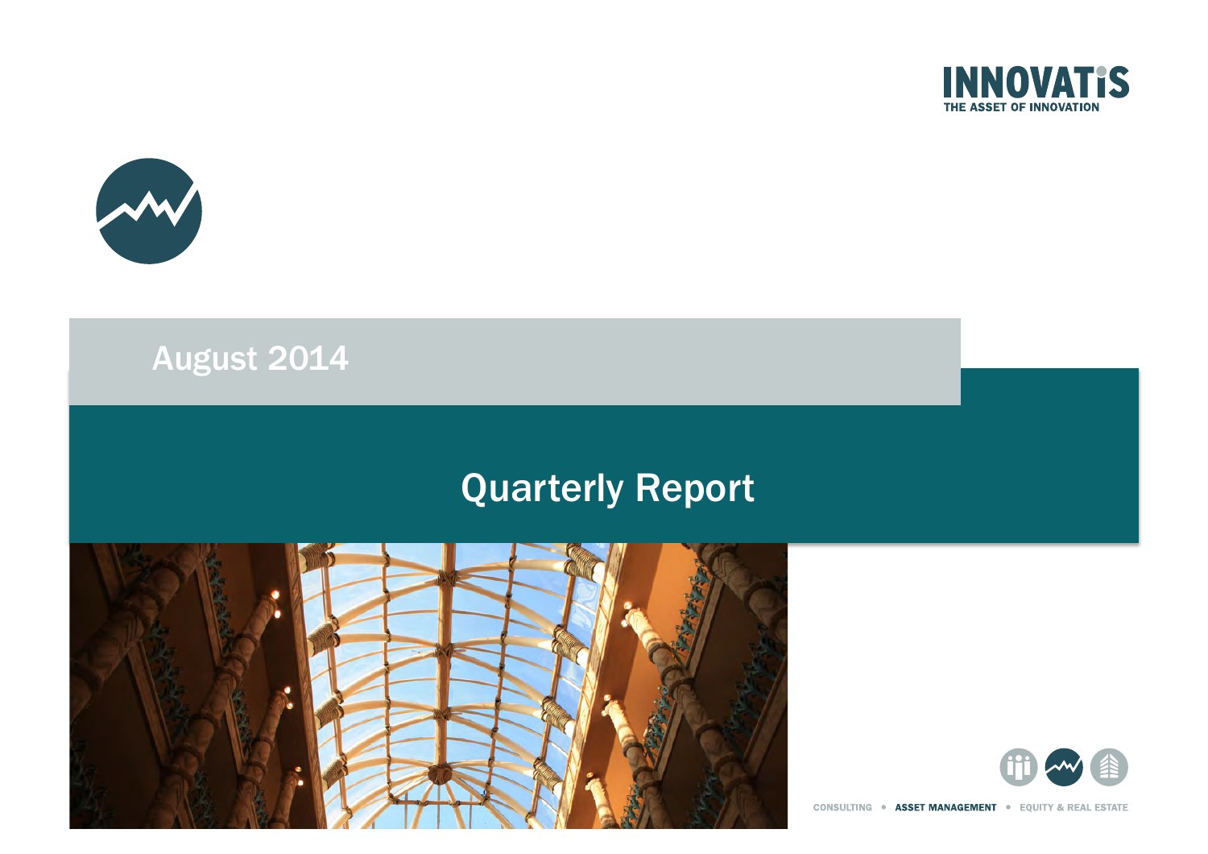INNOVATIS

THE ASSET OF INNOVATION

August 2014

# Quarterly Report

CONSULTING • ASSET MANAGEMENT • EQUITY & REAL ESTATE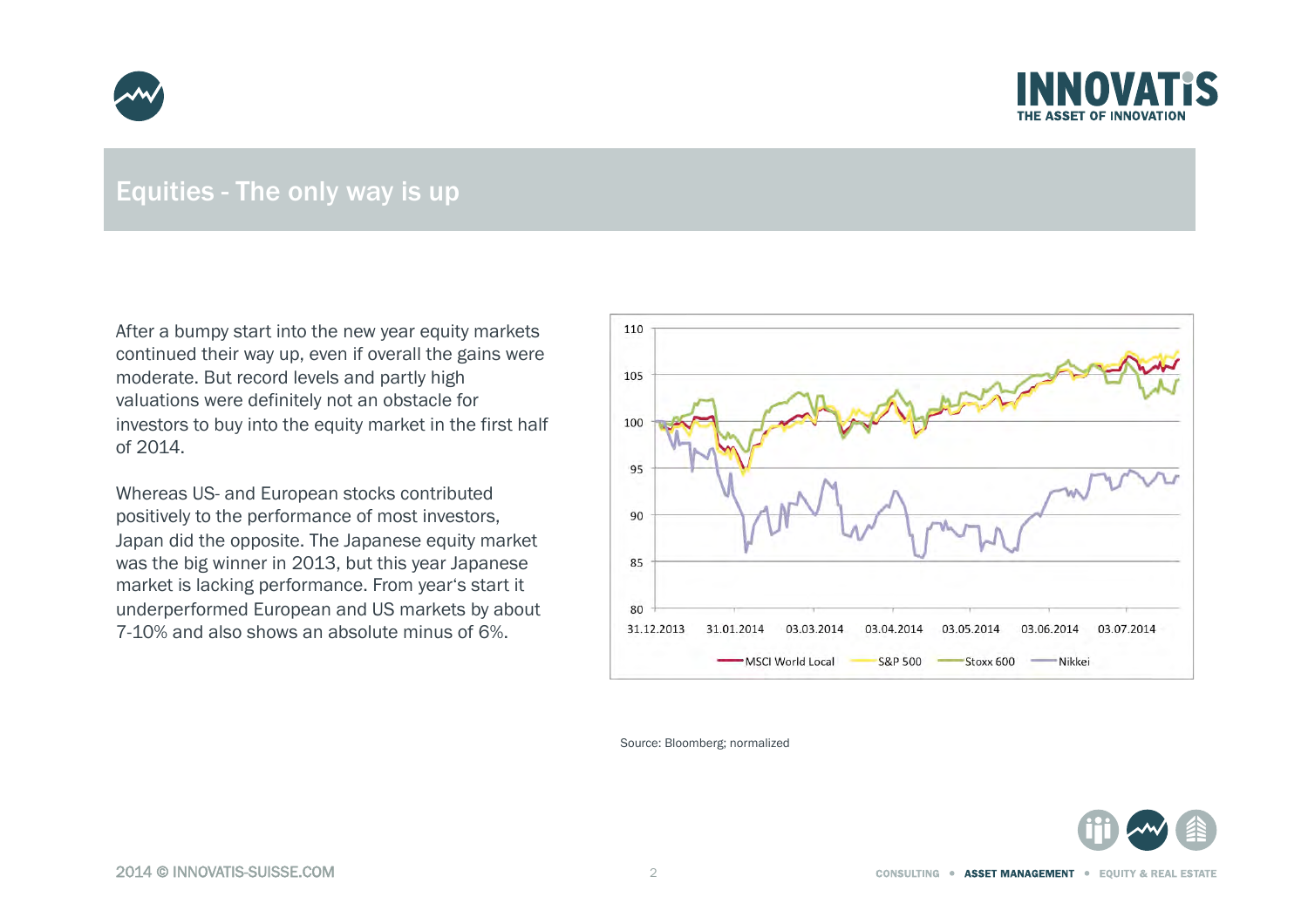## Equities - The only way is up

After a bumpy start into the new year equity markets continued their way up, even if overall the gains were moderate. But record levels and partly high valuations were definitely not an obstacle for investors to buy into the equity market in the first half of 2014.

Whereas US- and European stocks contributed positively to the performance of most investors, Japan did the opposite. The Japanese equity market was the big winner in 2013, but this year Japanese market is lacking performance. From year's start it underperformed European and US markets by about 7-10% and also shows an absolute minus of 6%.

110
105
100
95
90
85
80

31.12.2013 31.01.2014 03.03.2014 03.04.2014 03.05.2014 03.06.2014 03.07.2014

MSCI World Local
S&P 500
Stoxx 600
Nikkei

Source: Bloomberg; normalized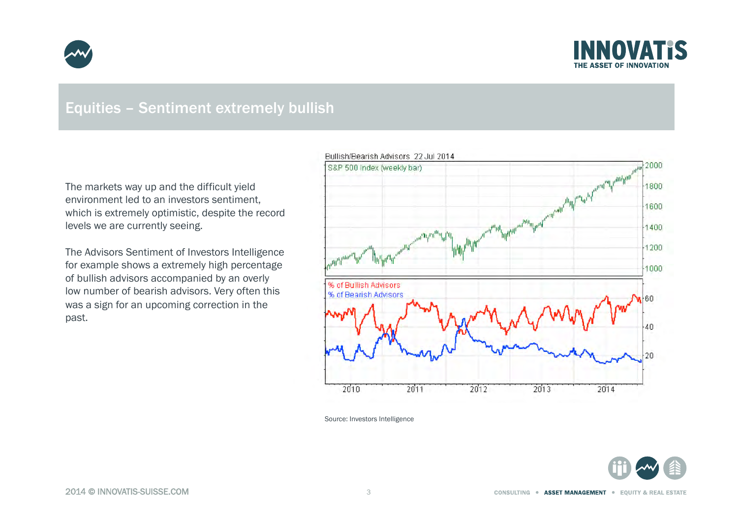# Equities – Sentiment extremely bullish

The markets way up and the difficult yield environment led to an investors sentiment, which is extremely optimistic, despite the record levels we are currently seeing.

The Advisors Sentiment of Investors Intelligence for example shows a extremely high percentage of bullish advisors accompanied by an overly low number of bearish advisors. Very often this was a sign for an upcoming correction in the past.

Bullish/Bearish Advisors 22 Jul 2014

S&P 500 Index (weekly bar)

2000
1800
1600
1400
1200
1000

% of Bullish Advisors
% of Bearish Advisors

60
40
20

2010
2011
2012
2013
2014

Source: Investors Intelligence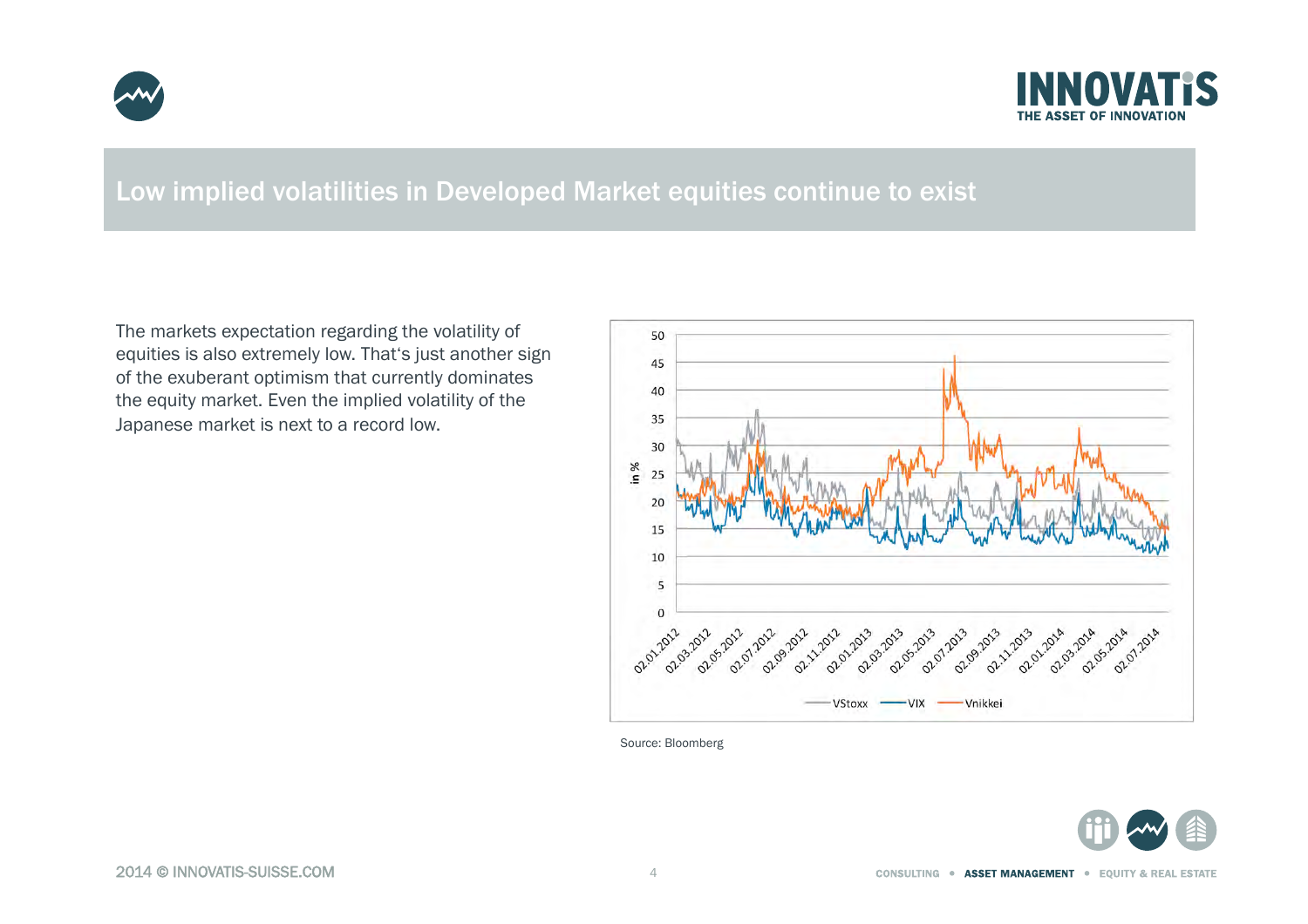## Low implied volatilities in Developed Market equities continue to exist

The markets expectation regarding the volatility of equities is also extremely low. That's just another sign of the exuberant optimism that currently dominates the equity market. Even the implied volatility of the Japanese market is next to a record low.

50
45
40
35
30
25
20
15
10
5
0

in %

02.01.2012 02.03.2012 02.05.2012 02.07.2012 02.09.2012 02.11.2012 02.01.2013 02.03.2013 02.05.2013 02.07.2013 02.09.2013 02.11.2013 02.01.2014 02.03.2014 02.05.2014 02.07.2014

VStoxx VIX Vnikkei

Source: Bloomberg

2014 © INNOVATIS-SUISSE.COM

CONSULTING • ASSET MANAGEMENT • EQUITY & REAL ESTATE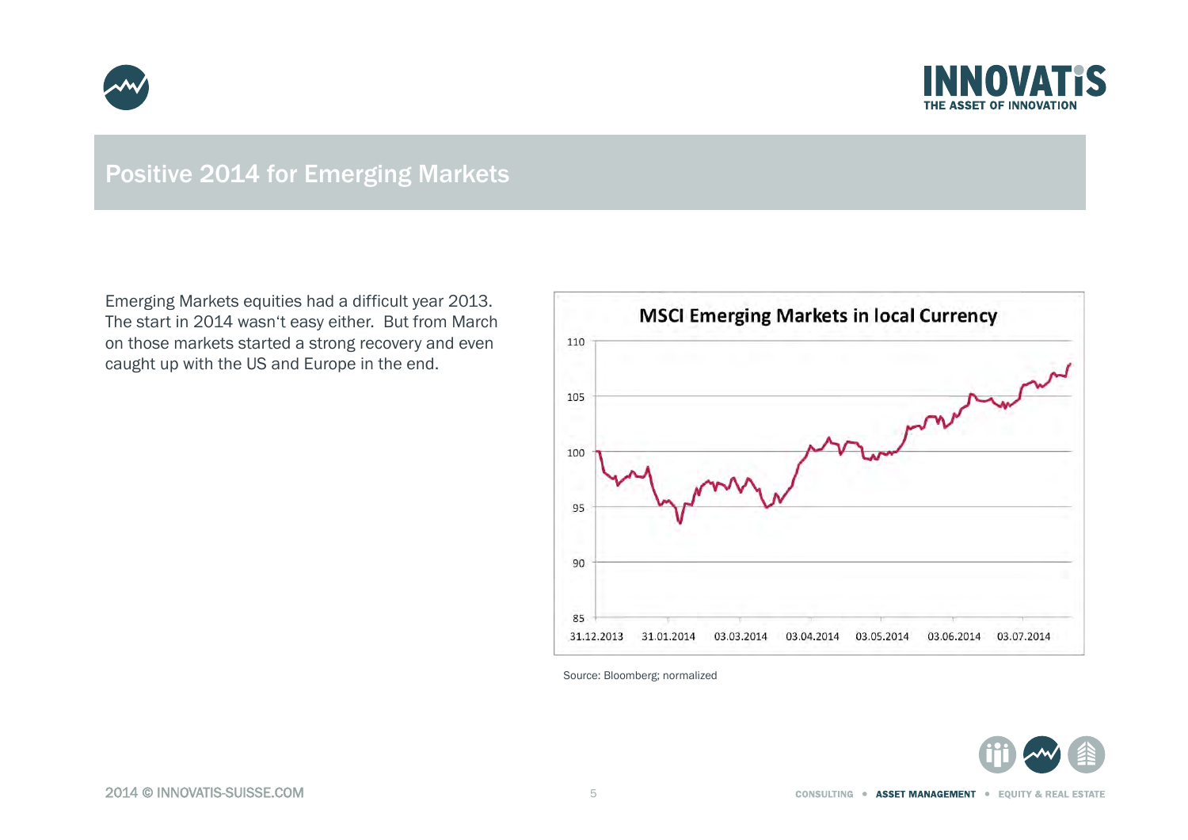# Positive 2014 for Emerging Markets

Emerging Markets equities had a difficult year 2013. The start in 2014 wasn't easy either. But from March on those markets started a strong recovery and even caught up with the US and Europe in the end.

MSCI Emerging Markets in local Currency

110
105
100
95
90
85

31.12.2013
31.01.2014
03.03.2014
03.04.2014
03.05.2014
03.06.2014
03.07.2014

Source: Bloomberg; normalized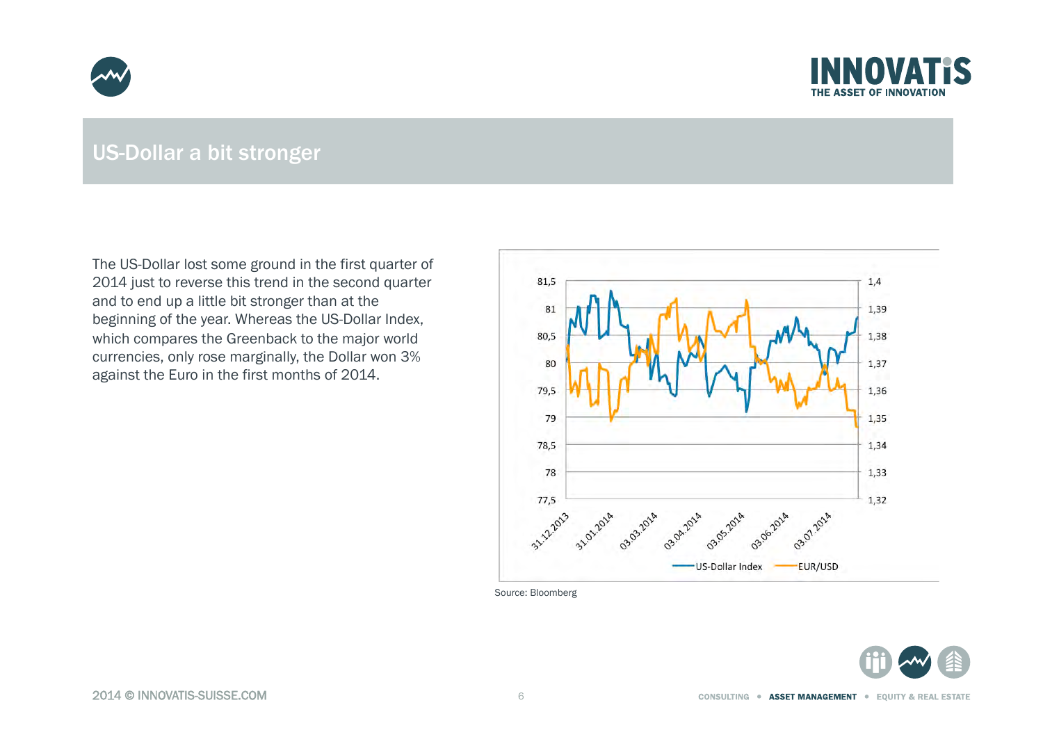## US-Dollar a bit stronger

The US-Dollar lost some ground in the first quarter of 2014 just to reverse this trend in the second quarter and to end up a little bit stronger than at the beginning of the year. Whereas the US-Dollar Index, which compares the Greenback to the major world currencies, only rose marginally, the Dollar won 3% against the Euro in the first months of 2014.

81,5
81
80,5
80
79,5
79
78,5
78
77,5

1,4
1,39
1,38
1,37
1,36
1,35
1,34
1,33
1,32

31.12.2013
31.01.2014
03.03.2014
03.04.2014
03.05.2014
03.06.2014
03.07.2014

US-Dollar Index
EUR/USD

Source: Bloomberg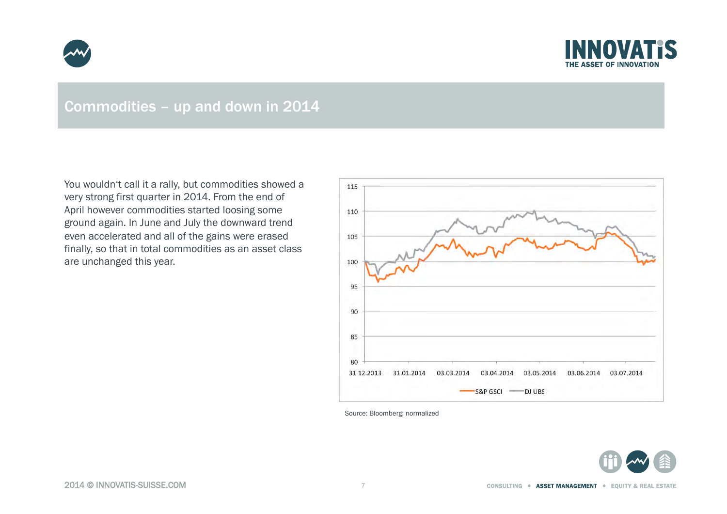# Commodities – up and down in 2014

You wouldn‘t call it a rally, but commodities showed a very strong first quarter in 2014. From the end of April however commodities started loosing some ground again. In June and July the downward trend even accelerated and all of the gains were erased finally, so that in total commodities as an asset class are unchanged this year.

115
110
105
100
95
90
85
80

31.12.2013 31.01.2014 03.03.2014 03.04.2014 03.05.2014 03.06.2014 03.07.2014

S&P GSCI DJ UBS

Source: Bloomberg; normalized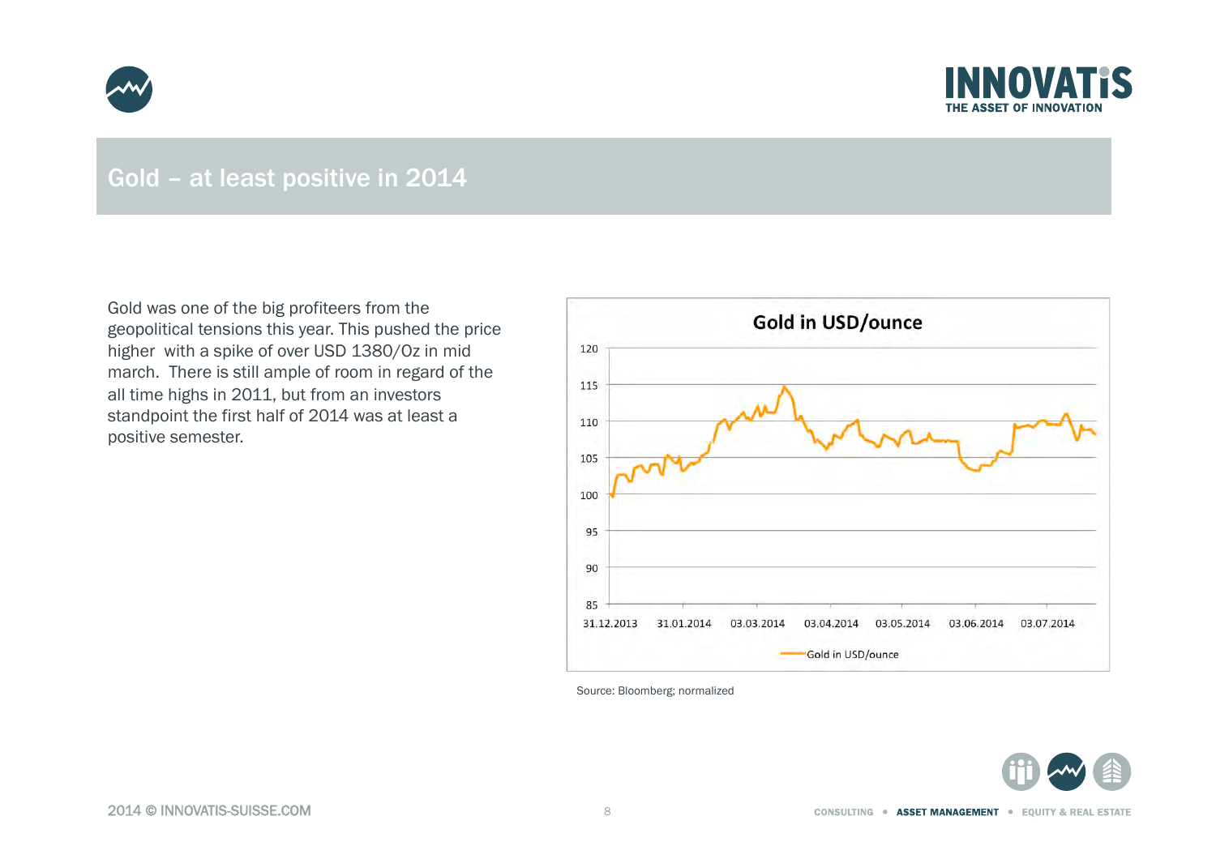## Gold – at least positive in 2014

Gold was one of the big profiteers from the geopolitical tensions this year. This pushed the price higher with a spike of over USD 1380/Oz in mid march. There is still ample of room in regard of the all time highs in 2011, but from an investors standpoint the first half of 2014 was at least a positive semester.

Gold in USD/ounce

120
115
110
105
100
95
90
85

31.12.2013 31.01.2014 03.03.2014 03.04.2014 03.05.2014 03.06.2014 03.07.2014

Gold in USD/ounce

Source: Bloomberg; normalized

CONSULTING • ASSET MANAGEMENT • EQUITY & REAL ESTATE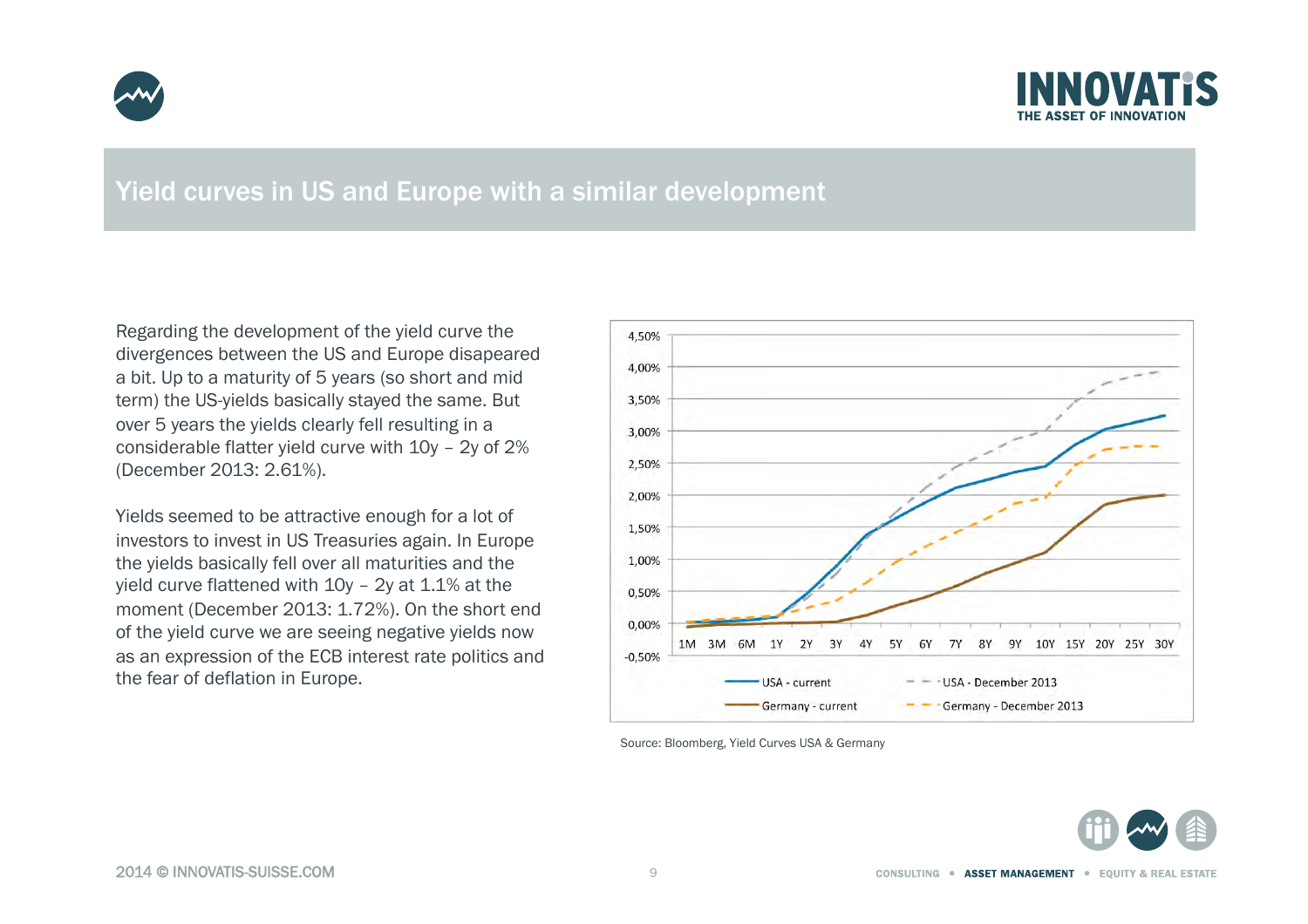## Yield curves in US and Europe with a similar development

Regarding the development of the yield curve the divergences between the US and Europe disapeared a bit. Up to a maturity of 5 years (so short and mid term) the US-yields basically stayed the same. But over 5 years the yields clearly fell resulting in a considerable flatter yield curve with 10y – 2y of 2% (December 2013: 2.61%).

Yields seemed to be attractive enough for a lot of investors to invest in US Treasuries again. In Europe the yields basically fell over all maturities and the yield curve flattened with 10y – 2y at 1.1% at the moment (December 2013: 1.72%). On the short end of the yield curve we are seeing negative yields now as an expression of the ECB interest rate politics and the fear of deflation in Europe.

4,50%
4,00%
3,50%
3,00%
2,50%
2,00%
1,50%
1,00%
0,50%
0,00%
-0,50%

1M 3M 6M 1Y 2Y 3Y 4Y 5Y 6Y 7Y 8Y 9Y 10Y 15Y 20Y 25Y 30Y

USA - current
USA - December 2013
Germany - current
Germany - December 2013

Source: Bloomberg, Yield Curves USA & Germany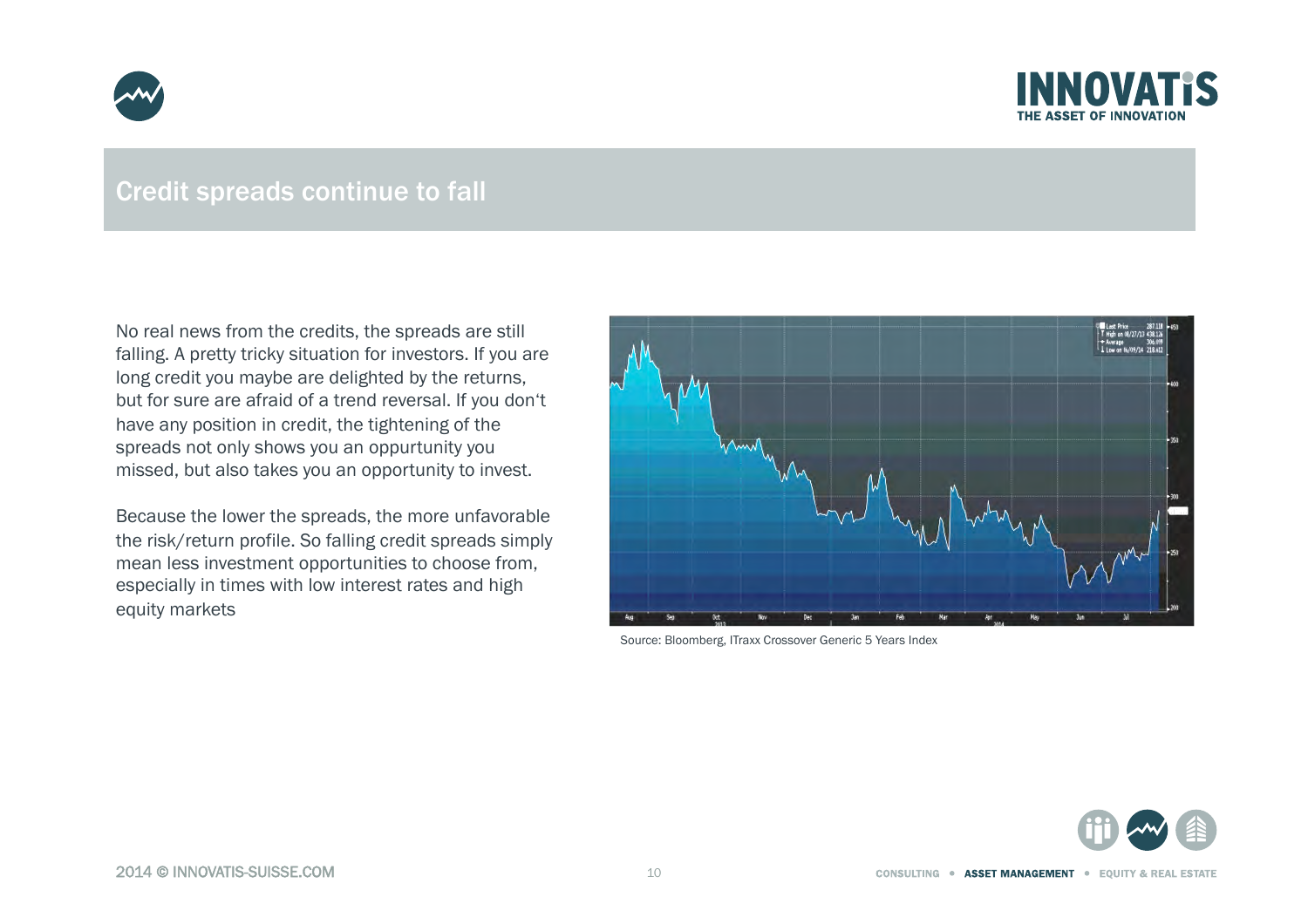## Credit spreads continue to fall

No real news from the credits, the spreads are still falling. A pretty tricky situation for investors. If you are long credit you maybe are delighted by the returns, but for sure are afraid of a trend reversal. If you don't have any position in credit, the tightening of the spreads not only shows you an oppurtunity you missed, but also takes you an opportunity to invest.

Because the lower the spreads, the more unfavorable the risk/return profile. So falling credit spreads simply mean less investment opportunities to choose from, especially in times with low interest rates and high equity markets

Aug Sep Oct 2013 Nov Dec Jan Feb Mar Apr 2014 May Jun Jul

Source: Bloomberg, ITraxx Crossover Generic 5 Years Index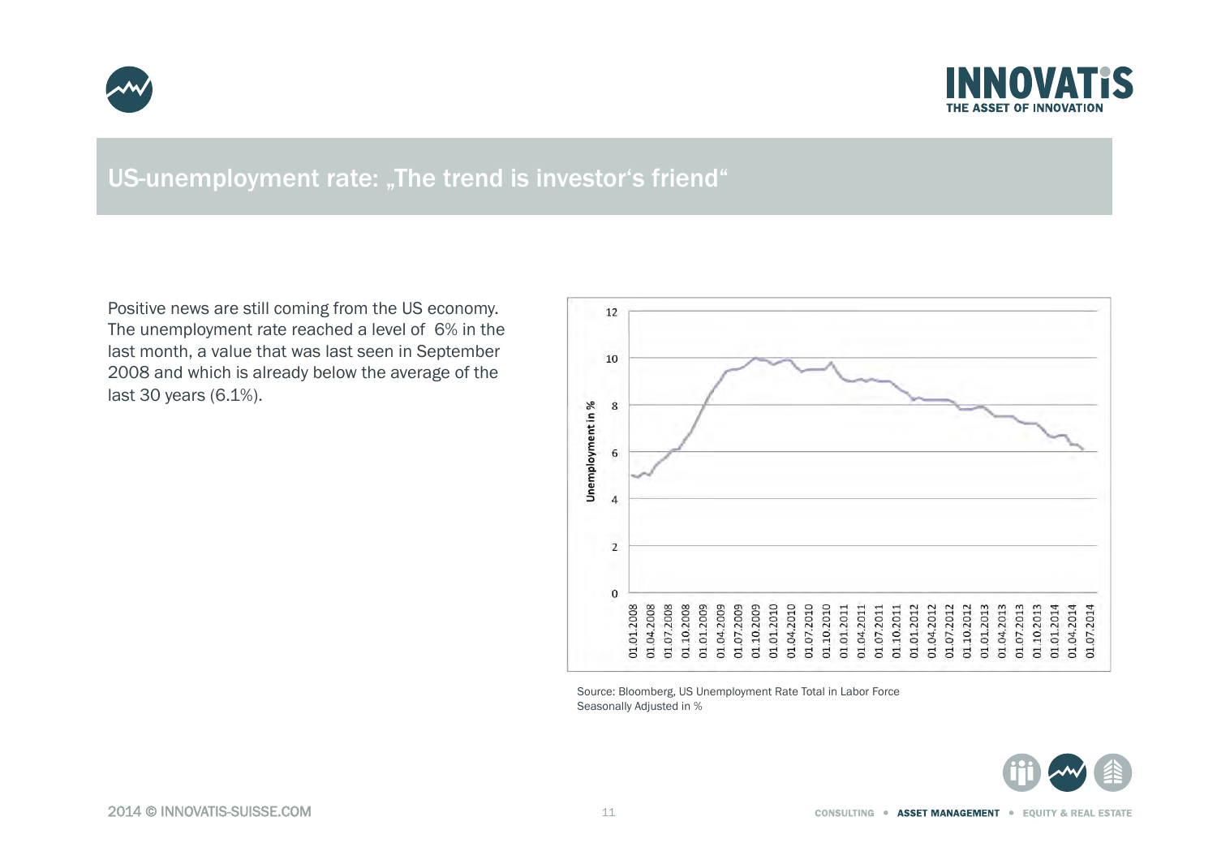## US-unemployment rate: „The trend is investor‘s friend“

Positive news are still coming from the US economy. The unemployment rate reached a level of 6% in the last month, a value that was last seen in September 2008 and which is already below the average of the last 30 years (6.1%).

Unemployment in %

12
10
8
6
4
2
0

01.01.2008
01.04.2008
01.07.2008
01.10.2008
01.01.2009
01.04.2009
01.07.2009
01.10.2009
01.01.2010
01.04.2010
01.07.2010
01.10.2010
01.01.2011
01.04.2011
01.07.2011
01.10.2011
01.01.2012
01.04.2012
01.07.2012
01.10.2012
01.01.2013
01.04.2013
01.07.2013
01.10.2013
01.01.2014
01.04.2014
01.07.2014

Source: Bloomberg, US Unemployment Rate Total in Labor Force Seasonally Adjusted in %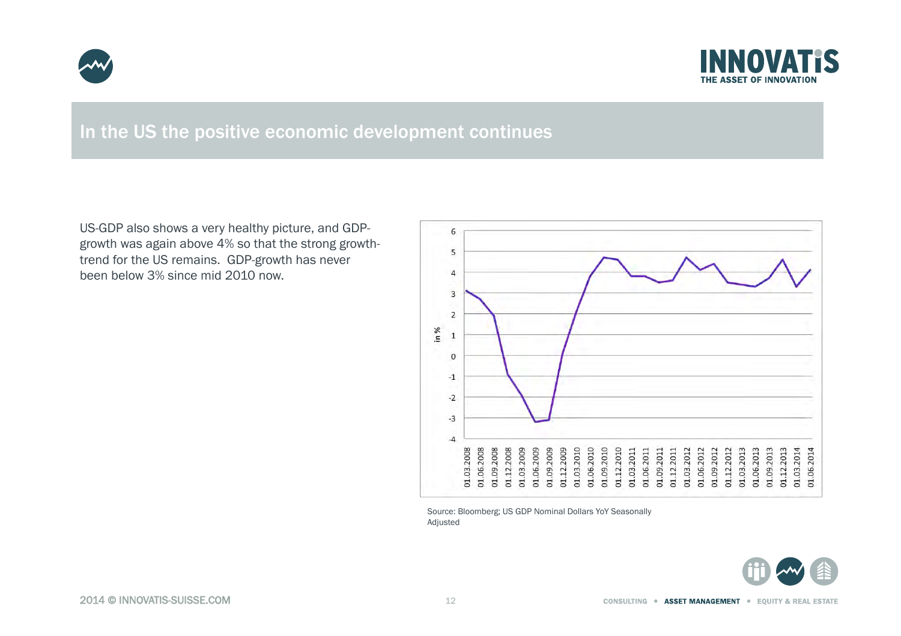## In the US the positive economic development continues

US-GDP also shows a very healthy picture, and GDP-growth was again above 4% so that the strong growth-trend for the US remains. GDP-growth has never been below 3% since mid 2010 now.

in %

6
5
4
3
2
1
0
-1
-2
-3
-4

01.03.2008
01.06.2008
01.09.2008
01.12.2008
01.03.2009
01.06.2009
01.09.2009
01.12.2009
01.03.2010
01.06.2010
01.09.2010
01.12.2010
01.03.2011
01.06.2011
01.09.2011
01.12.2011
01.03.2012
01.06.2012
01.09.2012
01.12.2012
01.03.2013
01.06.2013
01.09.2013
01.12.2013
01.03.2014
01.06.2014

Source: Bloomberg; US GDP Nominal Dollars YoY Seasonally Adjusted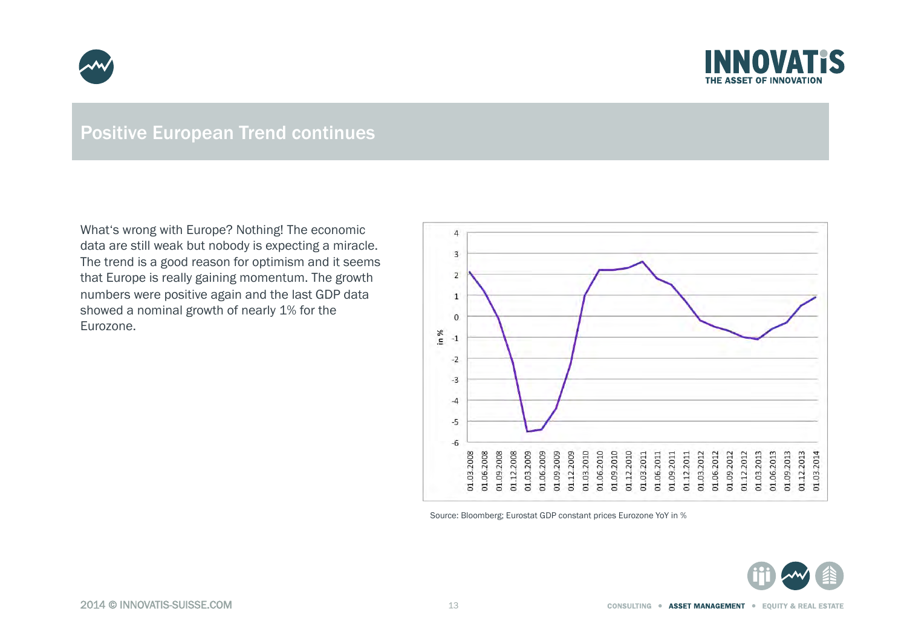## Positive European Trend continues

What's wrong with Europe? Nothing! The economic data are still weak but nobody is expecting a miracle. The trend is a good reason for optimism and it seems that Europe is really gaining momentum. The growth numbers were positive again and the last GDP data showed a nominal growth of nearly 1% for the Eurozone.

4
3
2
1
0
-1
-2
-3
-4
-5
-6

in %

01.03.2008
01.06.2008
01.09.2008
01.12.2008
01.03.2009
01.06.2009
01.09.2009
01.12.2009
01.03.2010
01.06.2010
01.09.2010
01.12.2010
01.03.2011
01.06.2011
01.09.2011
01.12.2011
01.03.2012
01.06.2012
01.09.2012
01.12.2012
01.03.2013
01.06.2013
01.09.2013
01.12.2013
01.03.2014

Source: Bloomberg; Eurostat GDP constant prices Eurozone YoY in %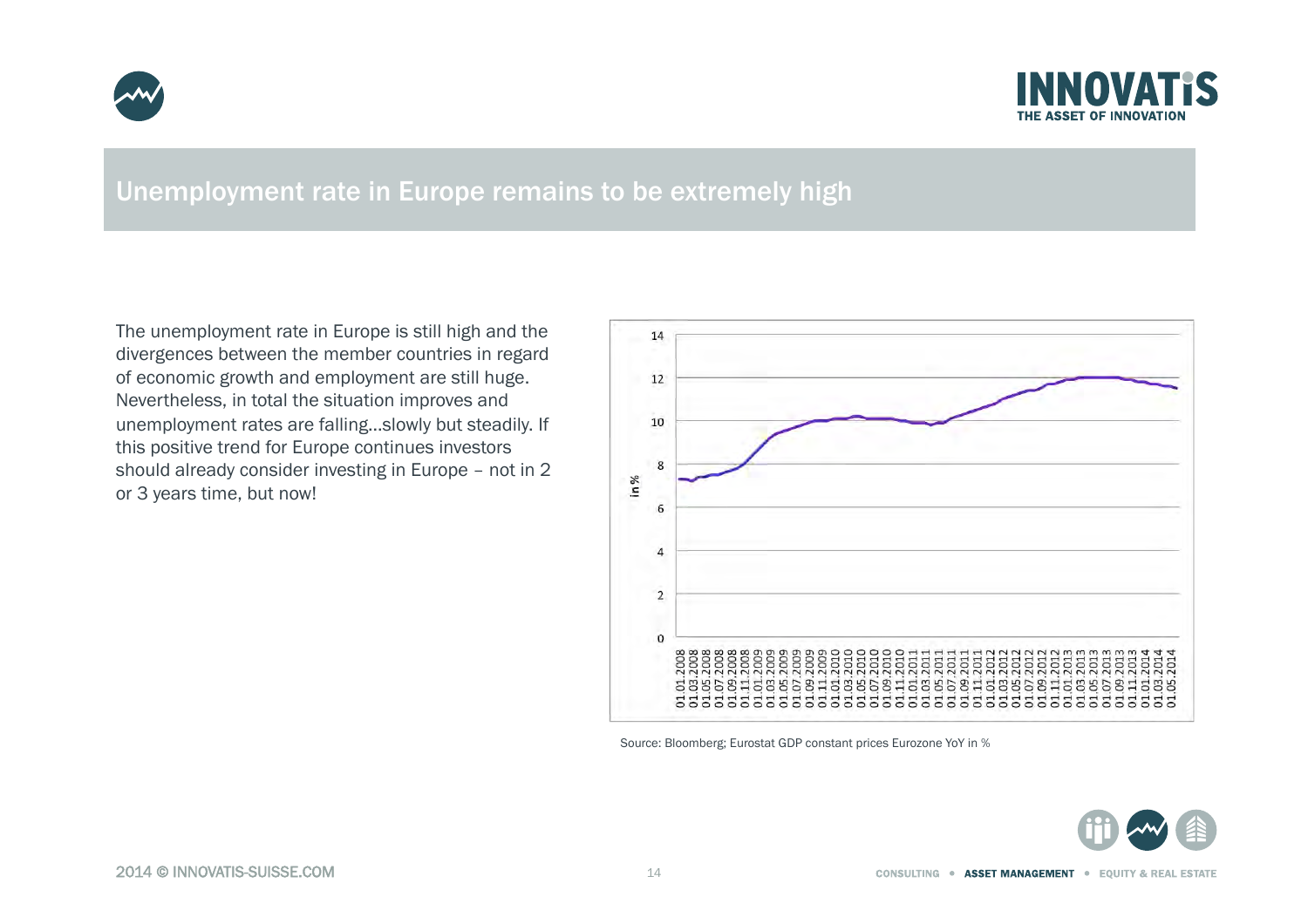## Unemployment rate in Europe remains to be extremely high

The unemployment rate in Europe is still high and the divergences between the member countries in regard of economic growth and employment are still huge. Nevertheless, in total the situation improves and unemployment rates are falling…slowly but steadily. If this positive trend for Europe continues investors should already consider investing in Europe – not in 2 or 3 years time, but now!

Source: Bloomberg; Eurostat GDP constant prices Eurozone YoY in %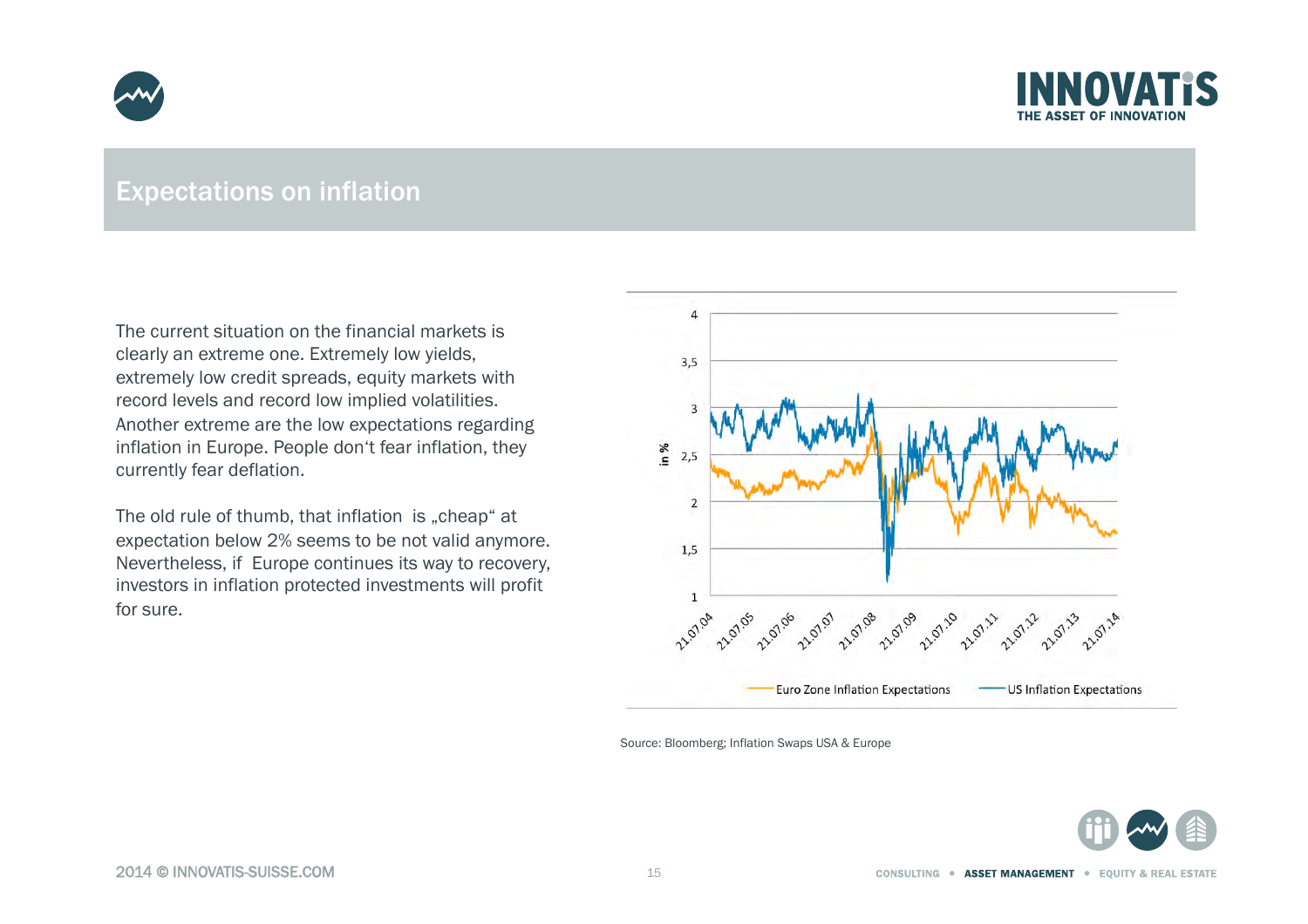# Expectations on inflation

The current situation on the financial markets is clearly an extreme one. Extremely low yields, extremely low credit spreads, equity markets with record levels and record low implied volatilities. Another extreme are the low expectations regarding inflation in Europe. People don‘t fear inflation, they currently fear deflation.

The old rule of thumb, that inflation is „cheap“ at expectation below 2% seems to be not valid anymore. Nevertheless, if Europe continues its way to recovery, investors in inflation protected investments will profit for sure.

in %

4
3,5
3
2,5
2
1,5
1

21.07.04 21.07.05 21.07.06 21.07.07 21.07.08 21.07.09 21.07.10 21.07.11 21.07.12 21.07.13 21.07.14

Euro Zone Inflation Expectations
US Inflation Expectations

Source: Bloomberg; Inflation Swaps USA & Europe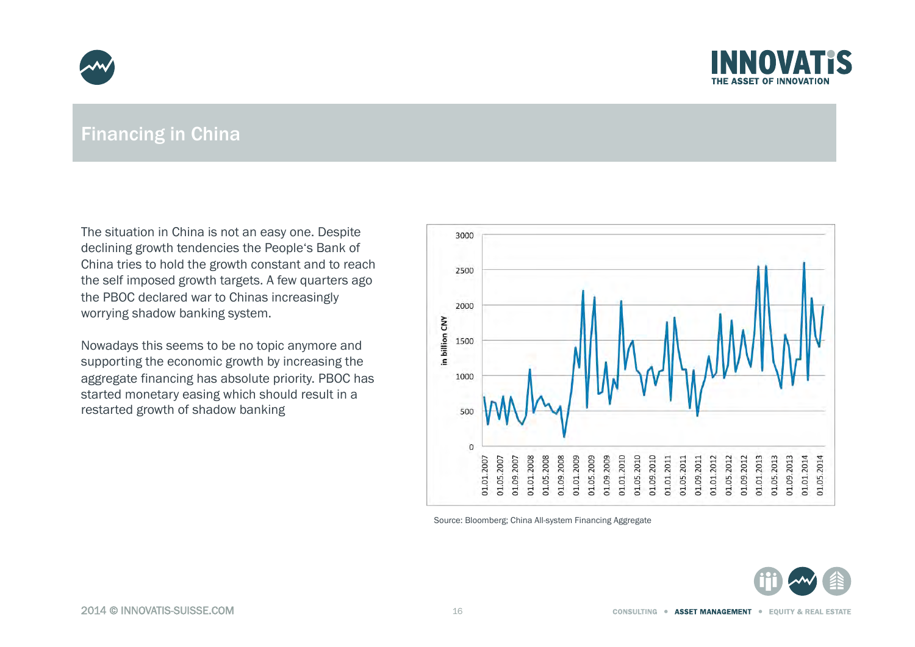# Financing in China

The situation in China is not an easy one. Despite declining growth tendencies the People's Bank of China tries to hold the growth constant and to reach the self imposed growth targets. A few quarters ago the PBOC declared war to Chinas increasingly worrying shadow banking system.

Nowadays this seems to be no topic anymore and supporting the economic growth by increasing the aggregate financing has absolute priority. PBOC has started monetary easing which should result in a restarted growth of shadow banking

in billion CNY

3000
2500
2000
1500
1000
500
0

01.01.2007
01.05.2007
01.09.2007
01.01.2008
01.05.2008
01.09.2008
01.01.2009
01.05.2009
01.09.2009
01.01.2010
01.05.2010
01.09.2010
01.01.2011
01.05.2011
01.09.2011
01.01.2012
01.05.2012
01.09.2012
01.01.2013
01.05.2013
01.09.2013
01.01.2014
01.05.2014

Source: Bloomberg; China All-system Financing Aggregate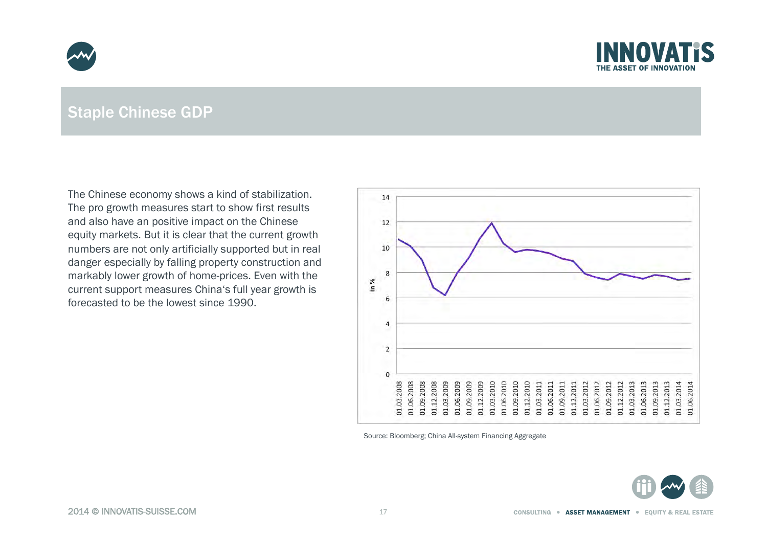## Staple Chinese GDP

The Chinese economy shows a kind of stabilization. The pro growth measures start to show first results and also have an positive impact on the Chinese equity markets. But it is clear that the current growth numbers are not only artificially supported but in real danger especially by falling property construction and markably lower growth of home-prices. Even with the current support measures China's full year growth is forecasted to be the lowest since 1990.

14
12
10
8
6
4
2
0

in %

01.03.2008
01.06.2008
01.09.2008
01.12.2008
01.03.2009
01.06.2009
01.09.2009
01.12.2009
01.03.2010
01.06.2010
01.09.2010
01.12.2010
01.03.2011
01.06.2011
01.09.2011
01.12.2011
01.03.2012
01.06.2012
01.09.2012
01.12.2012
01.03.2013
01.06.2013
01.09.2013
01.12.2013
01.03.2014
01.06.2014

Source: Bloomberg; China All-system Financing Aggregate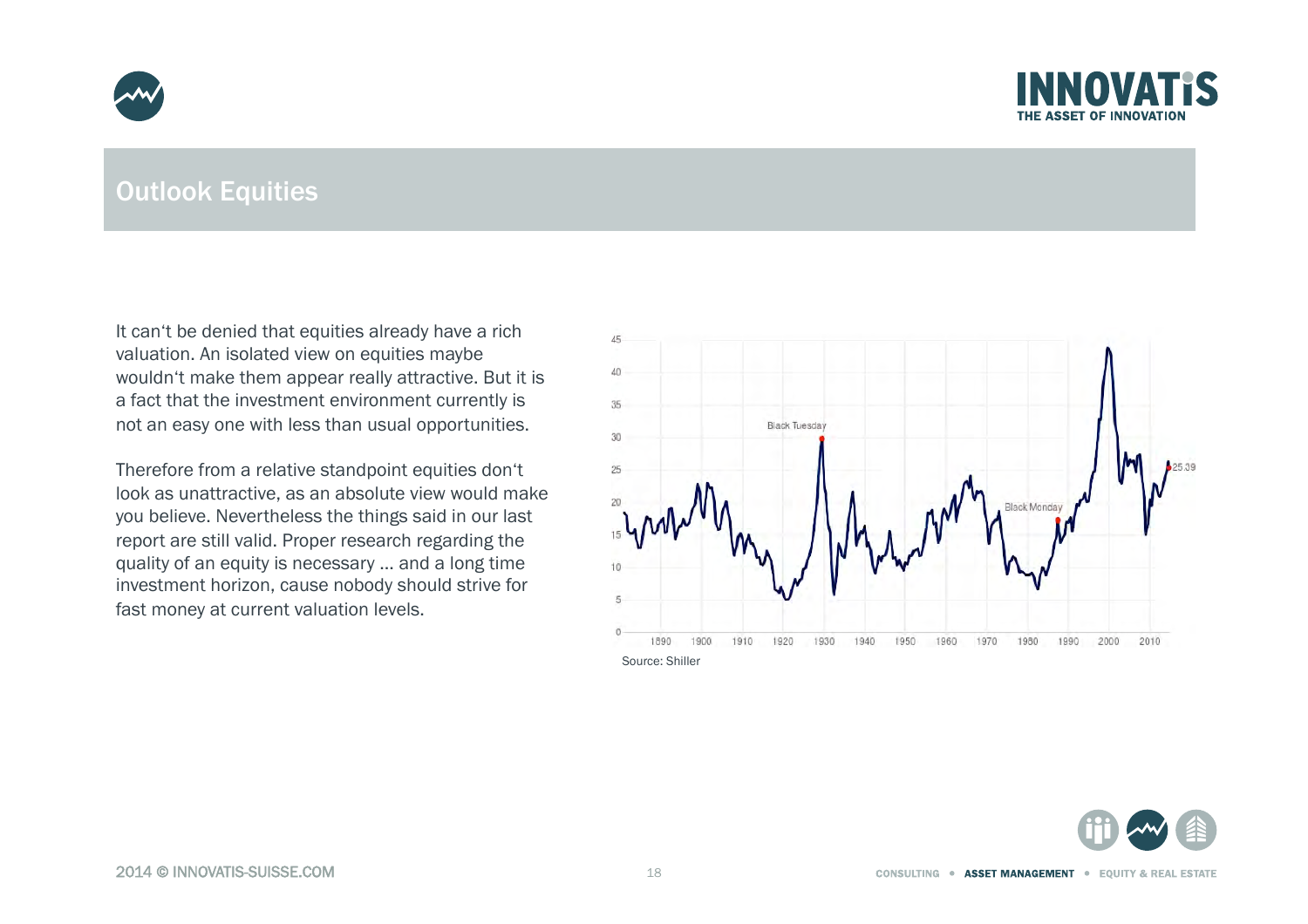## Outlook Equities

It can't be denied that equities already have a rich valuation. An isolated view on equities maybe wouldn't make them appear really attractive. But it is a fact that the investment environment currently is not an easy one with less than usual opportunities.

Therefore from a relative standpoint equities don't look as unattractive, as an absolute view would make you believe. Nevertheless the things said in our last report are still valid. Proper research regarding the quality of an equity is necessary … and a long time investment horizon, cause nobody should strive for fast money at current valuation levels.

45
40
35
30
25
20
15
10
5
0

1890 1900 1910 1920 1930 1940 1950 1960 1970 1980 1990 2000 2010

Black Tuesday

Black Monday

25.39

Source: Shiller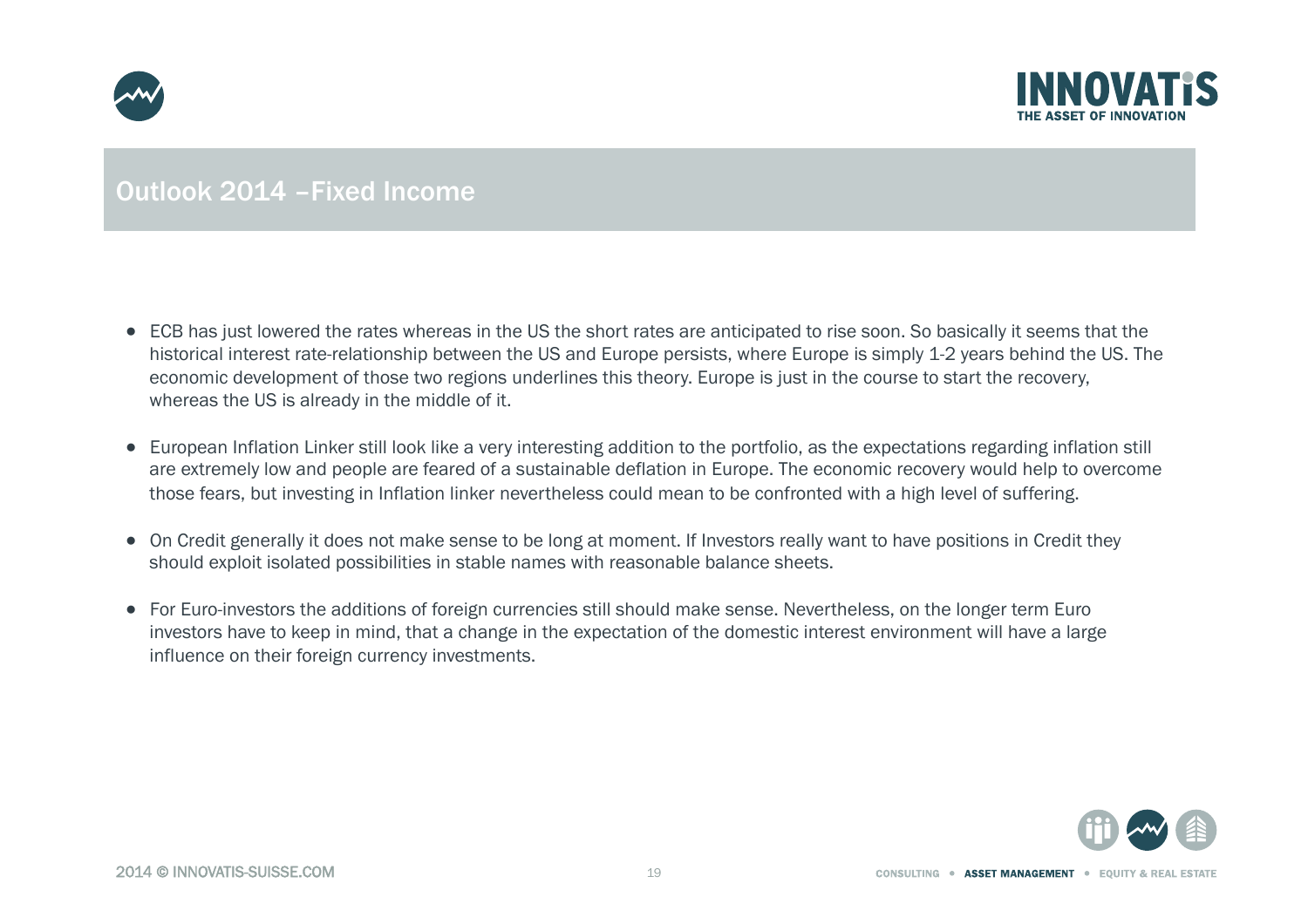## Outlook 2014 –Fixed Income

- ECB has just lowered the rates whereas in the US the short rates are anticipated to rise soon. So basically it seems that the historical interest rate-relationship between the US and Europe persists, where Europe is simply 1-2 years behind the US. The economic development of those two regions underlines this theory. Europe is just in the course to start the recovery, whereas the US is already in the middle of it.

- European Inflation Linker still look like a very interesting addition to the portfolio, as the expectations regarding inflation still are extremely low and people are feared of a sustainable deflation in Europe. The economic recovery would help to overcome those fears, but investing in Inflation linker nevertheless could mean to be confronted with a high level of suffering.

- On Credit generally it does not make sense to be long at moment. If Investors really want to have positions in Credit they should exploit isolated possibilities in stable names with reasonable balance sheets.

- For Euro-investors the additions of foreign currencies still should make sense. Nevertheless, on the longer term Euro investors have to keep in mind, that a change in the expectation of the domestic interest environment will have a large influence on their foreign currency investments.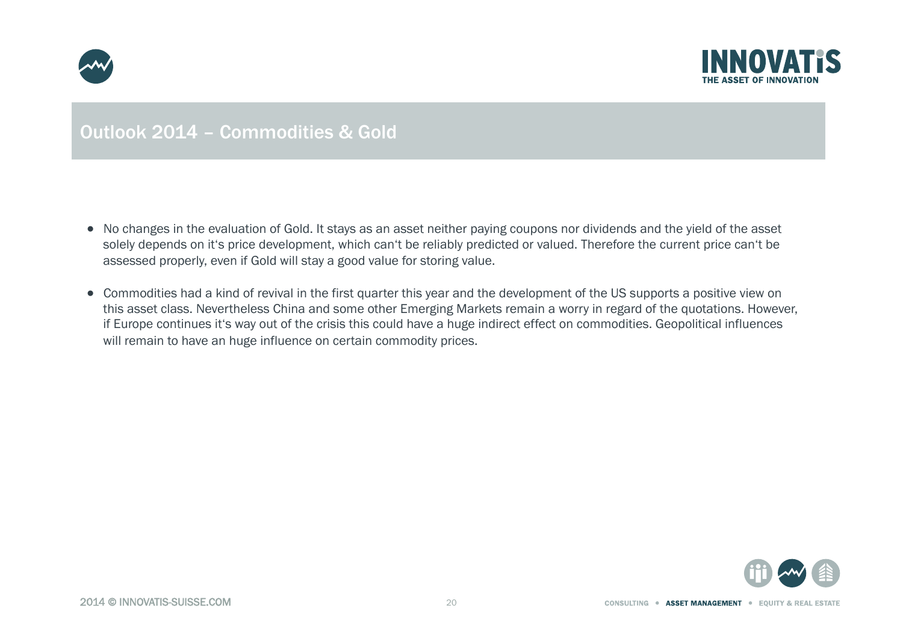## Outlook 2014 – Commodities & Gold

- No changes in the evaluation of Gold. It stays as an asset neither paying coupons nor dividends and the yield of the asset solely depends on it's price development, which can't be reliably predicted or valued. Therefore the current price can't be assessed properly, even if Gold will stay a good value for storing value.
- Commodities had a kind of revival in the first quarter this year and the development of the US supports a positive view on this asset class. Nevertheless China and some other Emerging Markets remain a worry in regard of the quotations. However, if Europe continues it's way out of the crisis this could have a huge indirect effect on commodities. Geopolitical influences will remain to have an huge influence on certain commodity prices.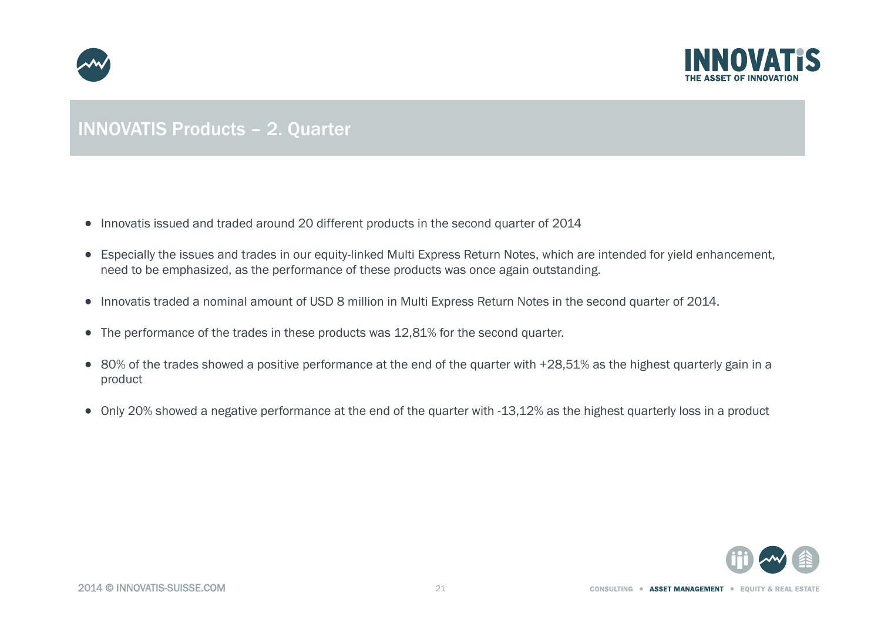## INNOVATIS Products – 2. Quarter

- Innovatis issued and traded around 20 different products in the second quarter of 2014
- Especially the issues and trades in our equity-linked Multi Express Return Notes, which are intended for yield enhancement, need to be emphasized, as the performance of these products was once again outstanding.
- Innovatis traded a nominal amount of USD 8 million in Multi Express Return Notes in the second quarter of 2014.
- The performance of the trades in these products was 12,81% for the second quarter.
- 80% of the trades showed a positive performance at the end of the quarter with +28,51% as the highest quarterly gain in a product
- Only 20% showed a negative performance at the end of the quarter with -13,12% as the highest quarterly loss in a product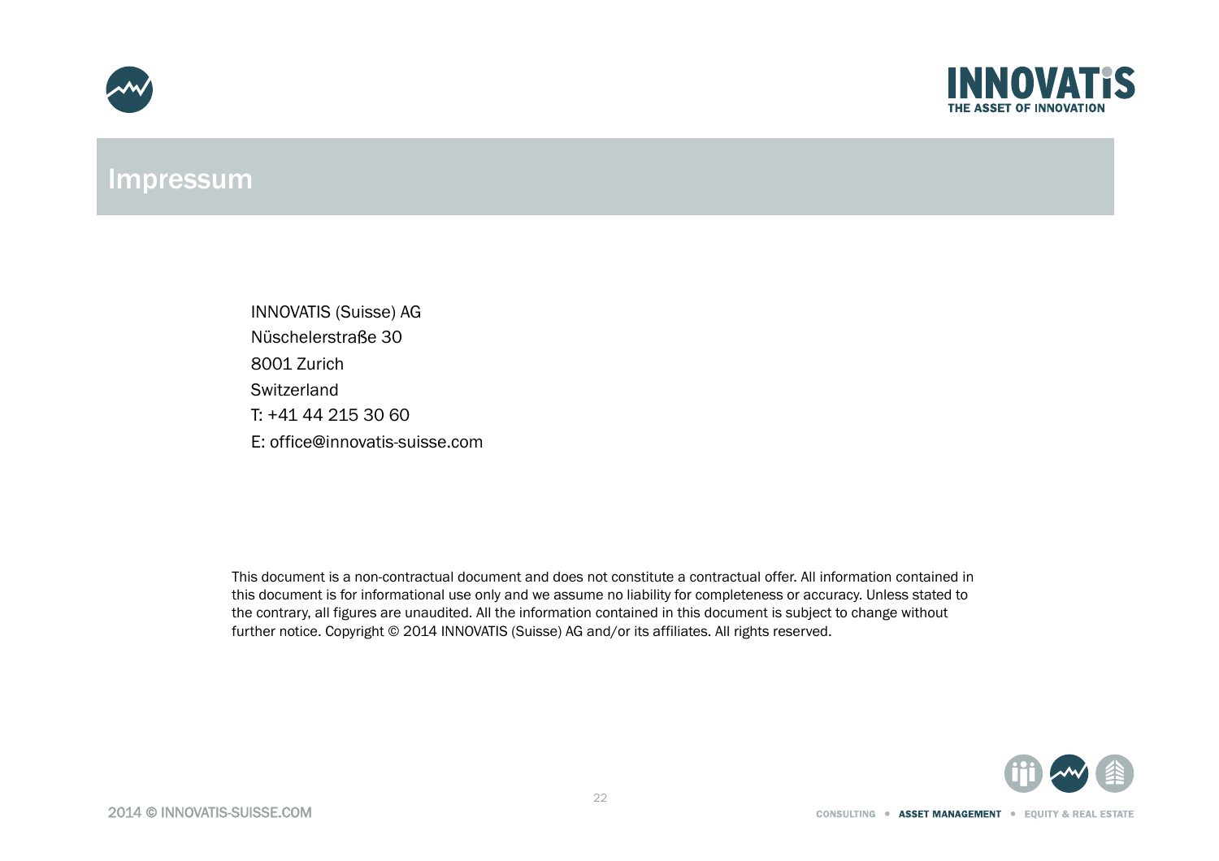# Impressum

INNOVATIS (Suisse) AG
Nüschelerstraße 30
8001 Zurich
Switzerland
T: +41 44 215 30 60
E: office@innovatis-suisse.com

This document is a non-contractual document and does not constitute a contractual offer. All information contained in this document is for informational use only and we assume no liability for completeness or accuracy. Unless stated to the contrary, all figures are unaudited. All the information contained in this document is subject to change without further notice. Copyright © 2014 INNOVATIS (Suisse) AG and/or its affiliates. All rights reserved.